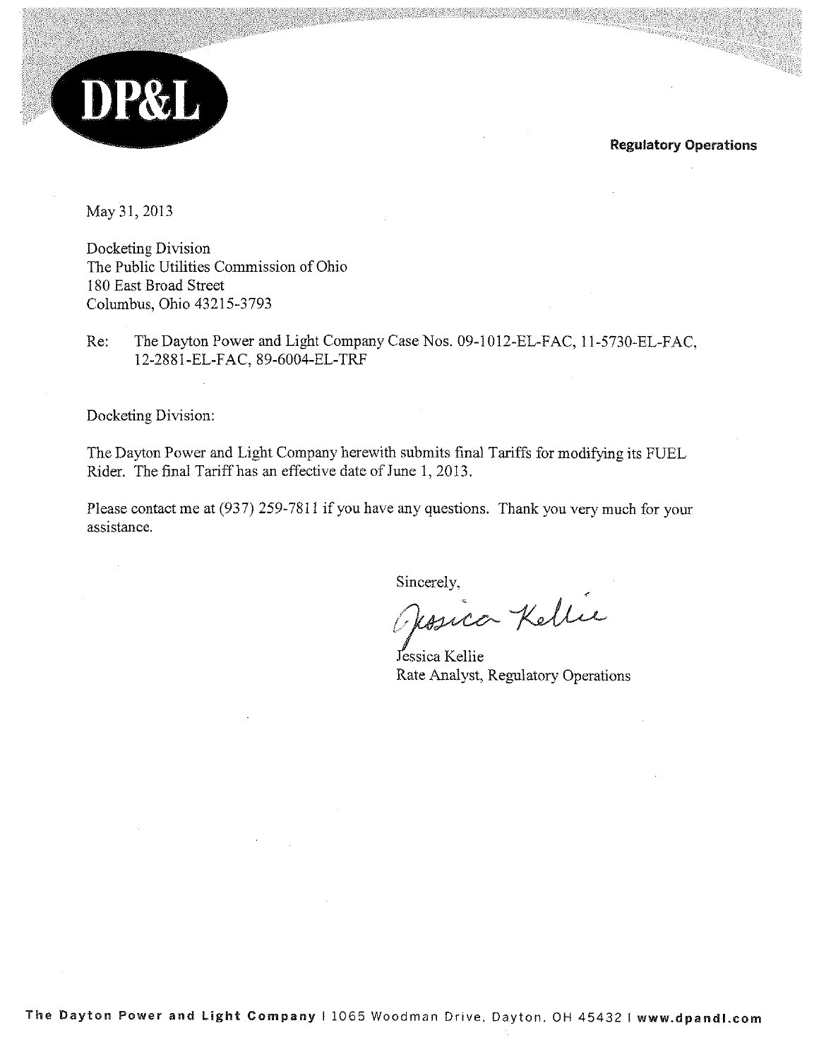DP&L

**Regulatory Operations**

May 31, 2013

Docketing Division
The Public Utilities Commission of Ohio
180 East Broad Street
Columbus, Ohio 43215-3793

Re: The Dayton Power and Light Company Case Nos. 09-1012-EL-FAC, 11-5730-EL-FAC, 12-2881-EL-FAC, 89-6004-EL-TRF

Docketing Division:

The Dayton Power and Light Company herewith submits final Tariffs for modifying its FUEL Rider. The final Tariff has an effective date of June 1, 2013.

Please contact me at (937) 259-7811 if you have any questions. Thank you very much for your assistance.

Sincerely,

Jessica Kellie

Jessica Kellie
Rate Analyst, Regulatory Operations

**The Dayton Power and Light Company** | 1065 Woodman Drive, Dayton, OH 45432 | **www.dpandl.com**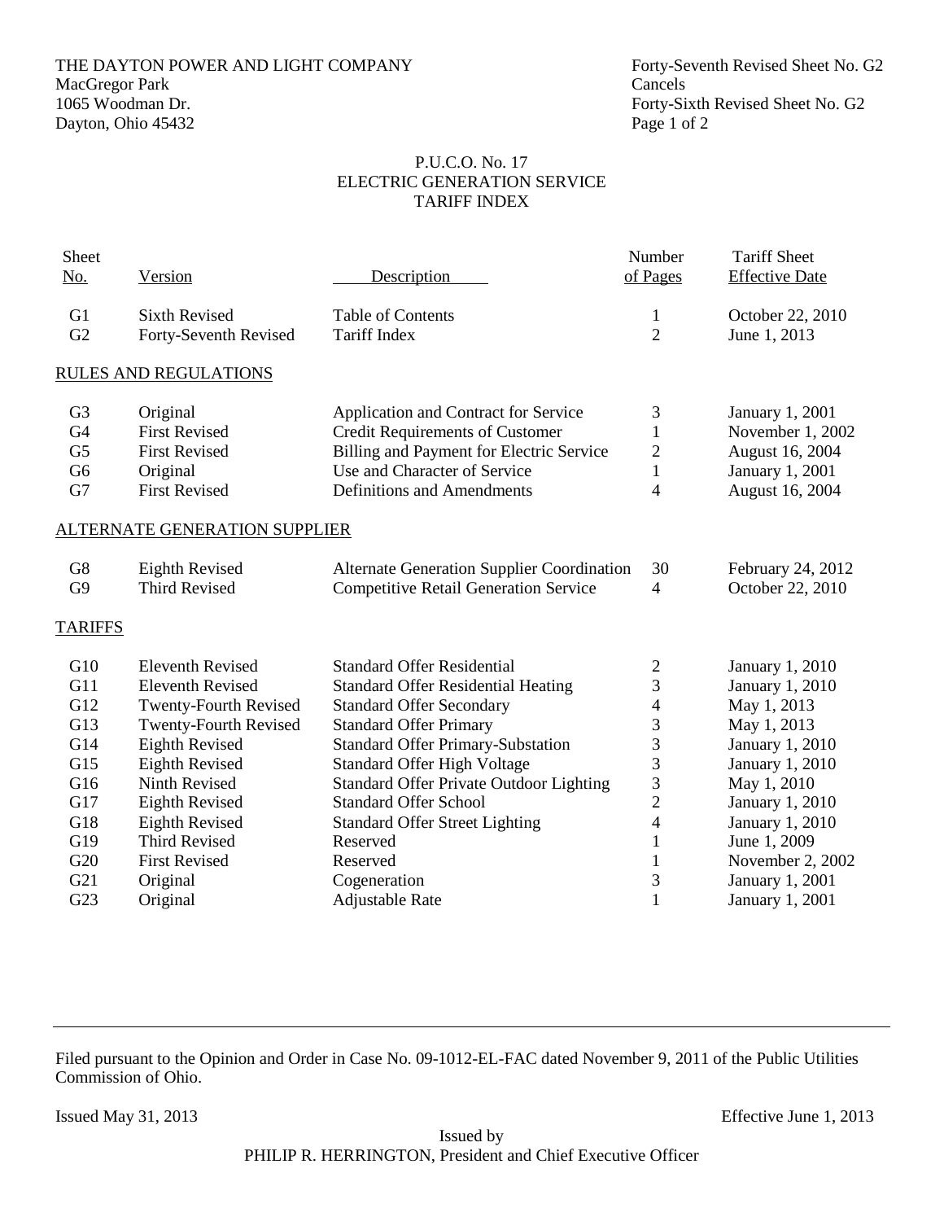THE DAYTON POWER AND LIGHT COMPANY
MacGregor Park
1065 Woodman Dr.
Dayton, Ohio 45432

Forty-Seventh Revised Sheet No. G2
Cancels
Forty-Sixth Revised Sheet No. G2
Page 1 of 2

P.U.C.O. No. 17
ELECTRIC GENERATION SERVICE
TARIFF INDEX

| Sheet No. | Version | Description | Number of Pages | Tariff Sheet Effective Date |
|---|---|---|---|---|
| G1 | Sixth Revised | Table of Contents | 1 | October 22, 2010 |
| G2 | Forty-Seventh Revised | Tariff Index | 2 | June 1, 2013 |
| **RULES AND REGULATIONS** | | | | |
| G3 | Original | Application and Contract for Service | 3 | January 1, 2001 |
| G4 | First Revised | Credit Requirements of Customer | 1 | November 1, 2002 |
| G5 | First Revised | Billing and Payment for Electric Service | 2 | August 16, 2004 |
| G6 | Original | Use and Character of Service | 1 | January 1, 2001 |
| G7 | First Revised | Definitions and Amendments | 4 | August 16, 2004 |
| **ALTERNATE GENERATION SUPPLIER** | | | | |
| G8 | Eighth Revised | Alternate Generation Supplier Coordination | 30 | February 24, 2012 |
| G9 | Third Revised | Competitive Retail Generation Service | 4 | October 22, 2010 |
| **TARIFFS** | | | | |
| G10 | Eleventh Revised | Standard Offer Residential | 2 | January 1, 2010 |
| G11 | Eleventh Revised | Standard Offer Residential Heating | 3 | January 1, 2010 |
| G12 | Twenty-Fourth Revised | Standard Offer Secondary | 4 | May 1, 2013 |
| G13 | Twenty-Fourth Revised | Standard Offer Primary | 3 | May 1, 2013 |
| G14 | Eighth Revised | Standard Offer Primary-Substation | 3 | January 1, 2010 |
| G15 | Eighth Revised | Standard Offer High Voltage | 3 | January 1, 2010 |
| G16 | Ninth Revised | Standard Offer Private Outdoor Lighting | 3 | May 1, 2010 |
| G17 | Eighth Revised | Standard Offer School | 2 | January 1, 2010 |
| G18 | Eighth Revised | Standard Offer Street Lighting | 4 | January 1, 2010 |
| G19 | Third Revised | Reserved | 1 | June 1, 2009 |
| G20 | First Revised | Reserved | 1 | November 2, 2002 |
| G21 | Original | Cogeneration | 3 | January 1, 2001 |
| G23 | Original | Adjustable Rate | 1 | January 1, 2001 |

---

Filed pursuant to the Opinion and Order in Case No. 09-1012-EL-FAC dated November 9, 2011 of the Public Utilities Commission of Ohio.

Issued May 31, 2013

Effective June 1, 2013

Issued by
PHILIP R. HERRINGTON, President and Chief Executive Officer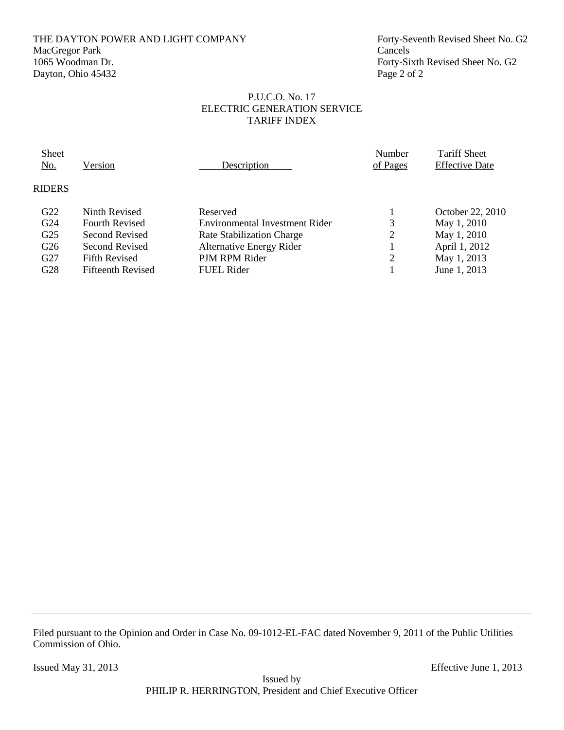THE DAYTON POWER AND LIGHT COMPANY
MacGregor Park
1065 Woodman Dr.
Dayton, Ohio 45432

Forty-Seventh Revised Sheet No. G2
Cancels
Forty-Sixth Revised Sheet No. G2
Page 2 of 2

P.U.C.O. No. 17
ELECTRIC GENERATION SERVICE
TARIFF INDEX

| Sheet No. | Version | Description | Number of Pages | Tariff Sheet Effective Date |
|---|---|---|---|---|
| RIDERS | | | | |
| G22 | Ninth Revised | Reserved | 1 | October 22, 2010 |
| G24 | Fourth Revised | Environmental Investment Rider | 3 | May 1, 2010 |
| G25 | Second Revised | Rate Stabilization Charge | 2 | May 1, 2010 |
| G26 | Second Revised | Alternative Energy Rider | 1 | April 1, 2012 |
| G27 | Fifth Revised | PJM RPM Rider | 2 | May 1, 2013 |
| G28 | Fifteenth Revised | FUEL Rider | 1 | June 1, 2013 |

Filed pursuant to the Opinion and Order in Case No. 09-1012-EL-FAC dated November 9, 2011 of the Public Utilities Commission of Ohio.

Issued May 31, 2013

Effective June 1, 2013

Issued by
PHILIP R. HERRINGTON, President and Chief Executive Officer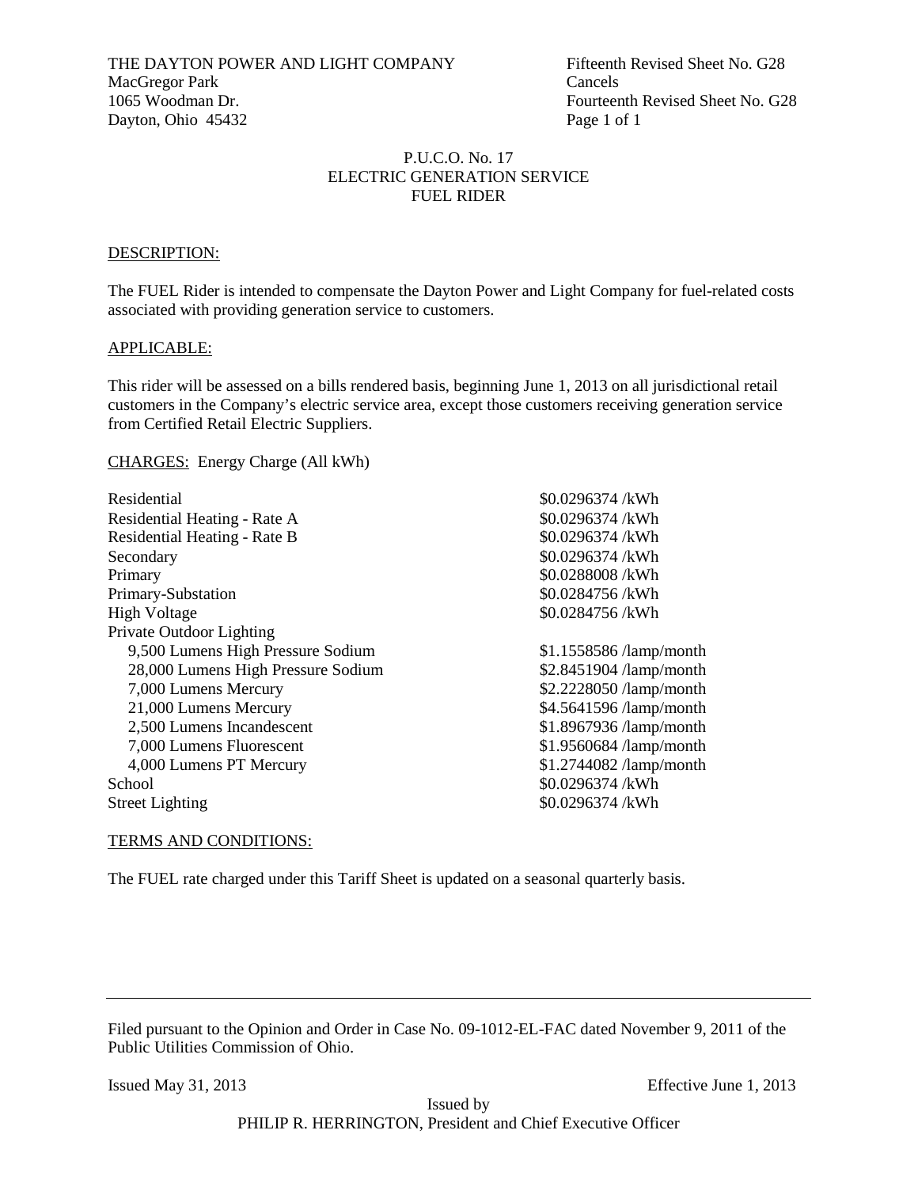THE DAYTON POWER AND LIGHT COMPANY
MacGregor Park
1065 Woodman Dr.
Dayton, Ohio 45432

Fifteenth Revised Sheet No. G28
Cancels
Fourteenth Revised Sheet No. G28
Page 1 of 1

P.U.C.O. No. 17
ELECTRIC GENERATION SERVICE
FUEL RIDER

DESCRIPTION:

The FUEL Rider is intended to compensate the Dayton Power and Light Company for fuel-related costs associated with providing generation service to customers.

APPLICABLE:

This rider will be assessed on a bills rendered basis, beginning June 1, 2013 on all jurisdictional retail customers in the Company's electric service area, except those customers receiving generation service from Certified Retail Electric Suppliers.

CHARGES: Energy Charge (All kWh)

| | |
|---|---|
| Residential | \$0.0296374 /kWh |
| Residential Heating - Rate A | \$0.0296374 /kWh |
| Residential Heating - Rate B | \$0.0296374 /kWh |
| Secondary | \$0.0296374 /kWh |
| Primary | \$0.0288008 /kWh |
| Primary-Substation | \$0.0284756 /kWh |
| High Voltage | \$0.0284756 /kWh |
| Private Outdoor Lighting | |
| 9,500 Lumens High Pressure Sodium | \$1.1558586 /lamp/month |
| 28,000 Lumens High Pressure Sodium | \$2.8451904 /lamp/month |
| 7,000 Lumens Mercury | \$2.2228050 /lamp/month |
| 21,000 Lumens Mercury | \$4.5641596 /lamp/month |
| 2,500 Lumens Incandescent | \$1.8967936 /lamp/month |
| 7,000 Lumens Fluorescent | \$1.9560684 /lamp/month |
| 4,000 Lumens PT Mercury | \$1.2744082 /lamp/month |
| School | \$0.0296374 /kWh |
| Street Lighting | \$0.0296374 /kWh |

TERMS AND CONDITIONS:

The FUEL rate charged under this Tariff Sheet is updated on a seasonal quarterly basis.

---

Filed pursuant to the Opinion and Order in Case No. 09-1012-EL-FAC dated November 9, 2011 of the Public Utilities Commission of Ohio.

Issued May 31, 2013 Effective June 1, 2013

Issued by
PHILIP R. HERRINGTON, President and Chief Executive Officer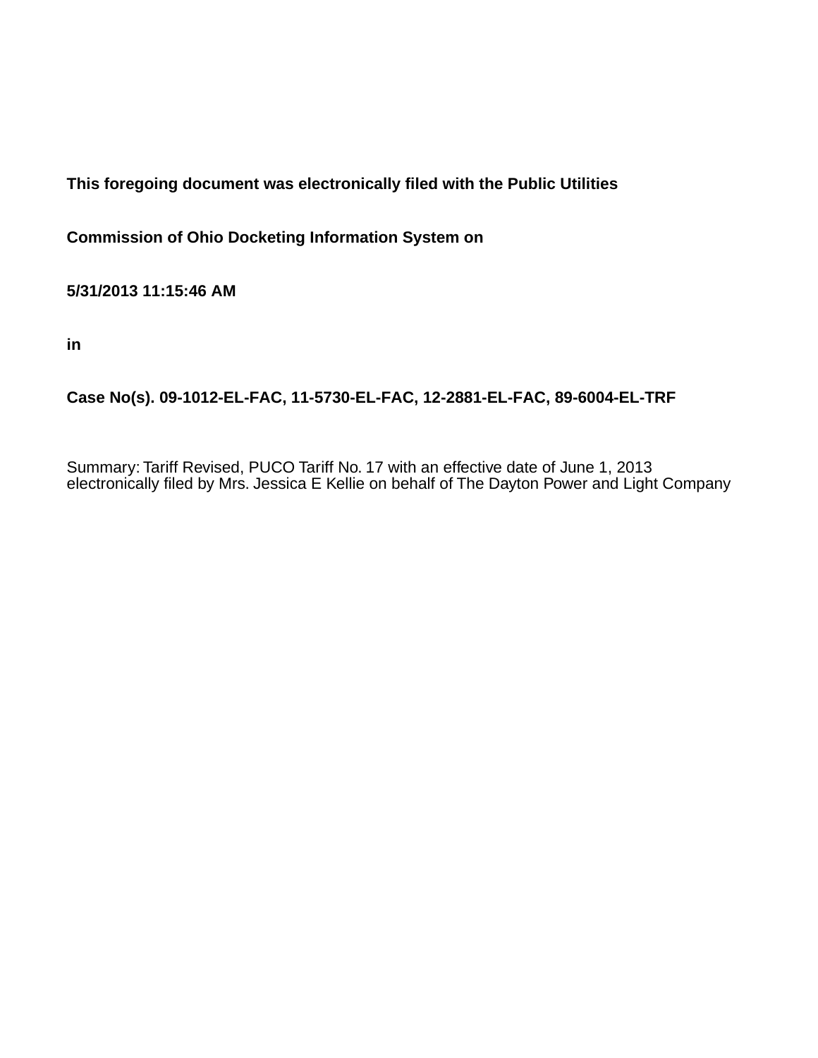**This foregoing document was electronically filed with the Public Utilities**

**Commission of Ohio Docketing Information System on**

**5/31/2013 11:15:46 AM**

**in**

**Case No(s). 09-1012-EL-FAC, 11-5730-EL-FAC, 12-2881-EL-FAC, 89-6004-EL-TRF**

Summary: Tariff Revised, PUCO Tariff No. 17 with an effective date of June 1, 2013 electronically filed by Mrs. Jessica E Kellie on behalf of The Dayton Power and Light Company